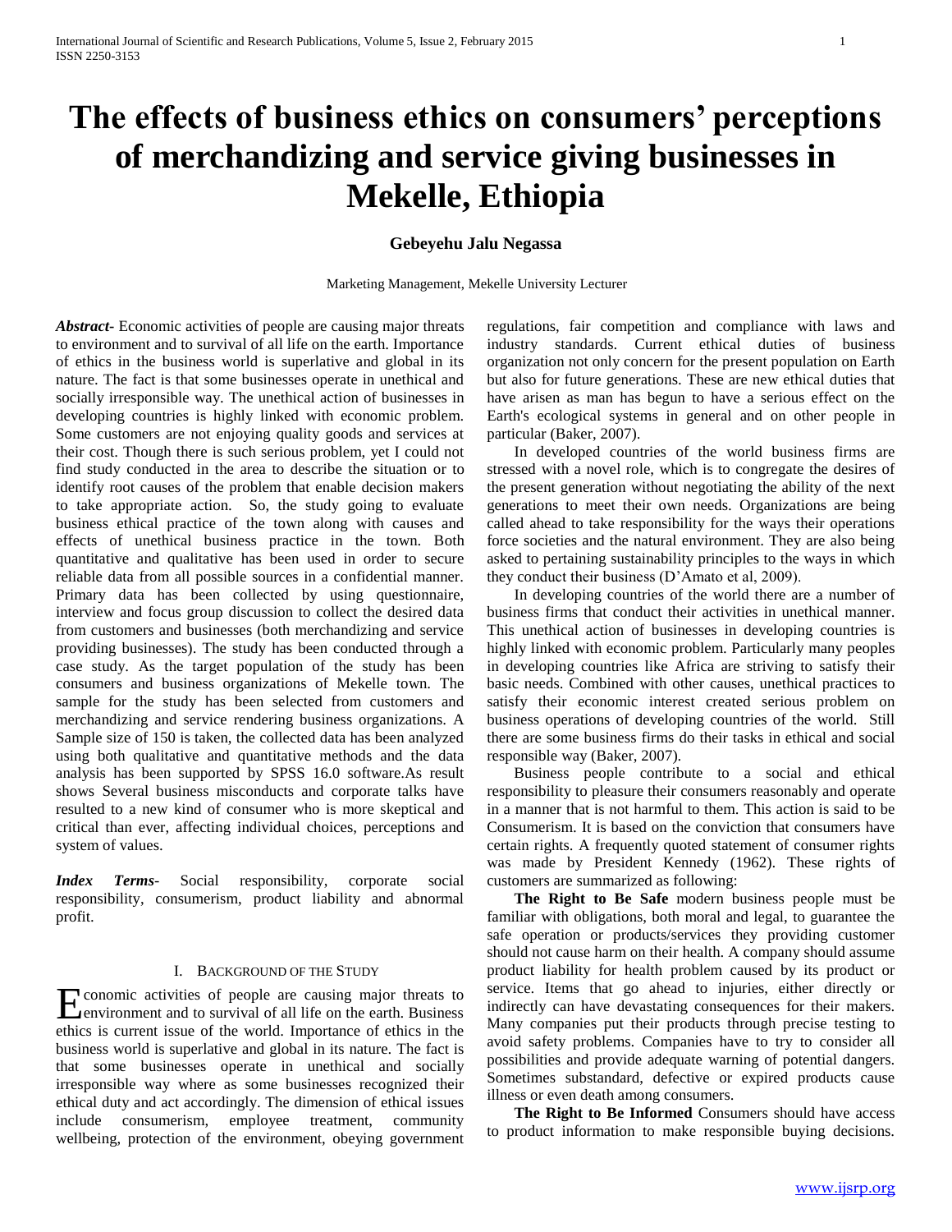# The effects of business ethics on consumers' perceptions of merchandizing and service giving businesses in Mekelle, Ethiopia

**Gebeyehu Jalu Negassa**

Marketing Management, Mekelle University Lecturer

***Abstract***- Economic activities of people are causing major threats to environment and to survival of all life on the earth. Importance of ethics in the business world is superlative and global in its nature. The fact is that some businesses operate in unethical and socially irresponsible way. The unethical action of businesses in developing countries is highly linked with economic problem. Some customers are not enjoying quality goods and services at their cost. Though there is such serious problem, yet I could not find study conducted in the area to describe the situation or to identify root causes of the problem that enable decision makers to take appropriate action. So, the study going to evaluate business ethical practice of the town along with causes and effects of unethical business practice in the town. Both quantitative and qualitative has been used in order to secure reliable data from all possible sources in a confidential manner. Primary data has been collected by using questionnaire, interview and focus group discussion to collect the desired data from customers and businesses (both merchandizing and service providing businesses). The study has been conducted through a case study. As the target population of the study has been consumers and business organizations of Mekelle town. The sample for the study has been selected from customers and merchandizing and service rendering business organizations. A Sample size of 150 is taken, the collected data has been analyzed using both qualitative and quantitative methods and the data analysis has been supported by SPSS 16.0 software.As result shows Several business misconducts and corporate talks have resulted to a new kind of consumer who is more skeptical and critical than ever, affecting individual choices, perceptions and system of values.

***Index Terms***- Social responsibility, corporate social responsibility, consumerism, product liability and abnormal profit.

## I. Background of the Study

Economic activities of people are causing major threats to environment and to survival of all life on the earth. Business ethics is current issue of the world. Importance of ethics in the business world is superlative and global in its nature. The fact is that some businesses operate in unethical and socially irresponsible way where as some businesses recognized their ethical duty and act accordingly. The dimension of ethical issues include consumerism, employee treatment, community wellbeing, protection of the environment, obeying government regulations, fair competition and compliance with laws and industry standards. Current ethical duties of business organization not only concern for the present population on Earth but also for future generations. These are new ethical duties that have arisen as man has begun to have a serious effect on the Earth's ecological systems in general and on other people in particular (Baker, 2007).

In developed countries of the world business firms are stressed with a novel role, which is to congregate the desires of the present generation without negotiating the ability of the next generations to meet their own needs. Organizations are being called ahead to take responsibility for the ways their operations force societies and the natural environment. They are also being asked to pertaining sustainability principles to the ways in which they conduct their business (D'Amato et al, 2009).

In developing countries of the world there are a number of business firms that conduct their activities in unethical manner. This unethical action of businesses in developing countries is highly linked with economic problem. Particularly many peoples in developing countries like Africa are striving to satisfy their basic needs. Combined with other causes, unethical practices to satisfy their economic interest created serious problem on business operations of developing countries of the world. Still there are some business firms do their tasks in ethical and social responsible way (Baker, 2007).

Business people contribute to a social and ethical responsibility to pleasure their consumers reasonably and operate in a manner that is not harmful to them. This action is said to be Consumerism. It is based on the conviction that consumers have certain rights. A frequently quoted statement of consumer rights was made by President Kennedy (1962). These rights of customers are summarized as following:

**The Right to Be Safe** modern business people must be familiar with obligations, both moral and legal, to guarantee the safe operation or products/services they providing customer should not cause harm on their health. A company should assume product liability for health problem caused by its product or service. Items that go ahead to injuries, either directly or indirectly can have devastating consequences for their makers. Many companies put their products through precise testing to avoid safety problems. Companies have to try to consider all possibilities and provide adequate warning of potential dangers. Sometimes substandard, defective or expired products cause illness or even death among consumers.

**The Right to Be Informed** Consumers should have access to product information to make responsible buying decisions.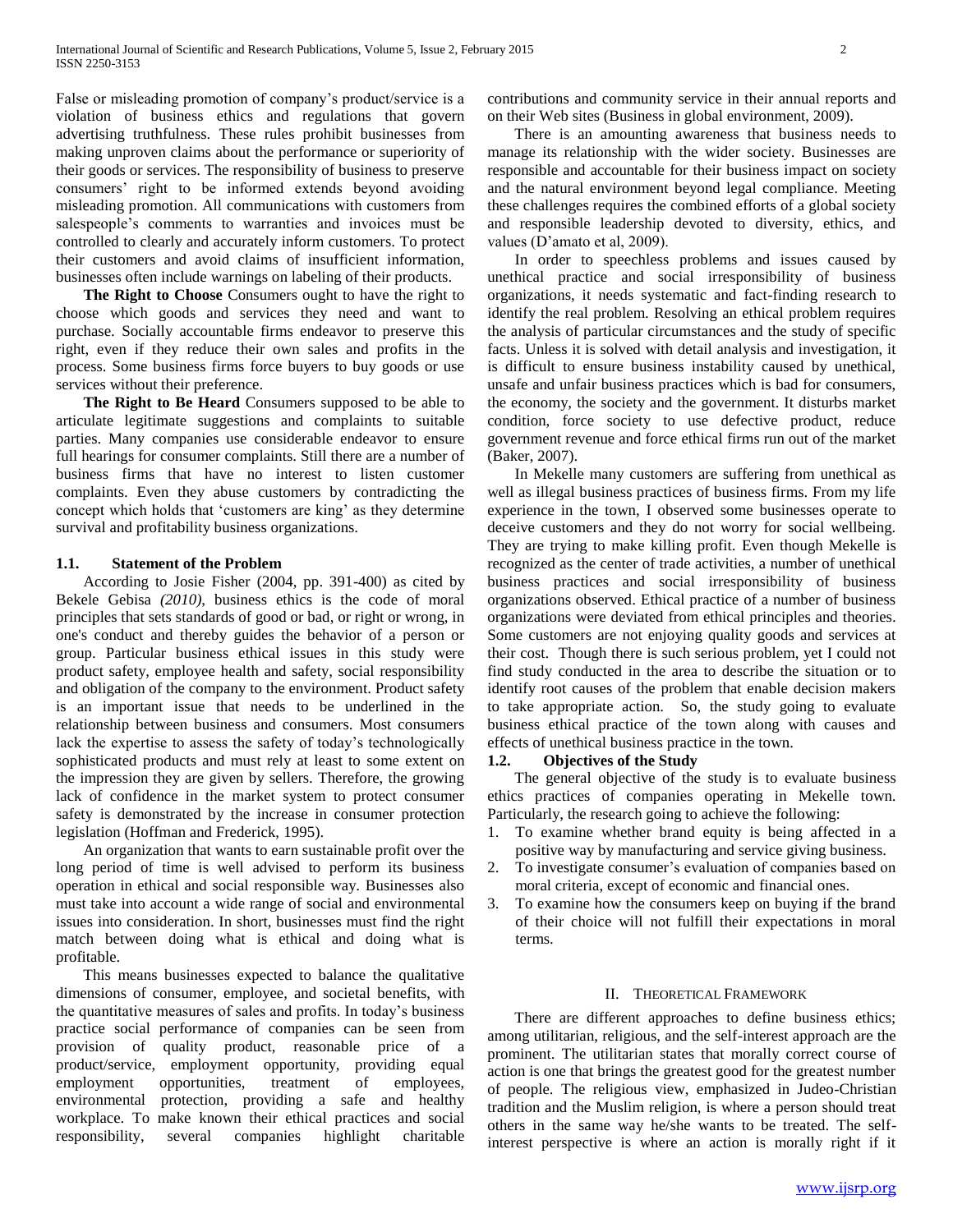False or misleading promotion of company's product/service is a violation of business ethics and regulations that govern advertising truthfulness. These rules prohibit businesses from making unproven claims about the performance or superiority of their goods or services. The responsibility of business to preserve consumers' right to be informed extends beyond avoiding misleading promotion. All communications with customers from salespeople's comments to warranties and invoices must be controlled to clearly and accurately inform customers. To protect their customers and avoid claims of insufficient information, businesses often include warnings on labeling of their products.

**The Right to Choose** Consumers ought to have the right to choose which goods and services they need and want to purchase. Socially accountable firms endeavor to preserve this right, even if they reduce their own sales and profits in the process. Some business firms force buyers to buy goods or use services without their preference.

**The Right to Be Heard** Consumers supposed to be able to articulate legitimate suggestions and complaints to suitable parties. Many companies use considerable endeavor to ensure full hearings for consumer complaints. Still there are a number of business firms that have no interest to listen customer complaints. Even they abuse customers by contradicting the concept which holds that 'customers are king' as they determine survival and profitability business organizations.

### 1.1. Statement of the Problem

According to Josie Fisher (2004, pp. 391-400) as cited by Bekele Gebisa *(2010),* business ethics is the code of moral principles that sets standards of good or bad, or right or wrong, in one's conduct and thereby guides the behavior of a person or group. Particular business ethical issues in this study were product safety, employee health and safety, social responsibility and obligation of the company to the environment. Product safety is an important issue that needs to be underlined in the relationship between business and consumers. Most consumers lack the expertise to assess the safety of today's technologically sophisticated products and must rely at least to some extent on the impression they are given by sellers. Therefore, the growing lack of confidence in the market system to protect consumer safety is demonstrated by the increase in consumer protection legislation (Hoffman and Frederick, 1995).

An organization that wants to earn sustainable profit over the long period of time is well advised to perform its business operation in ethical and social responsible way. Businesses also must take into account a wide range of social and environmental issues into consideration. In short, businesses must find the right match between doing what is ethical and doing what is profitable.

This means businesses expected to balance the qualitative dimensions of consumer, employee, and societal benefits, with the quantitative measures of sales and profits. In today's business practice social performance of companies can be seen from provision of quality product, reasonable price of a product/service, employment opportunity, providing equal employment opportunities, treatment of employees, environmental protection, providing a safe and healthy workplace. To make known their ethical practices and social responsibility, several companies highlight charitable contributions and community service in their annual reports and on their Web sites (Business in global environment, 2009).

There is an amounting awareness that business needs to manage its relationship with the wider society. Businesses are responsible and accountable for their business impact on society and the natural environment beyond legal compliance. Meeting these challenges requires the combined efforts of a global society and responsible leadership devoted to diversity, ethics, and values (D'amato et al, 2009).

In order to speechless problems and issues caused by unethical practice and social irresponsibility of business organizations, it needs systematic and fact-finding research to identify the real problem. Resolving an ethical problem requires the analysis of particular circumstances and the study of specific facts. Unless it is solved with detail analysis and investigation, it is difficult to ensure business instability caused by unethical, unsafe and unfair business practices which is bad for consumers, the economy, the society and the government. It disturbs market condition, force society to use defective product, reduce government revenue and force ethical firms run out of the market (Baker, 2007).

In Mekelle many customers are suffering from unethical as well as illegal business practices of business firms. From my life experience in the town, I observed some businesses operate to deceive customers and they do not worry for social wellbeing. They are trying to make killing profit. Even though Mekelle is recognized as the center of trade activities, a number of unethical business practices and social irresponsibility of business organizations observed. Ethical practice of a number of business organizations were deviated from ethical principles and theories. Some customers are not enjoying quality goods and services at their cost. Though there is such serious problem, yet I could not find study conducted in the area to describe the situation or to identify root causes of the problem that enable decision makers to take appropriate action. So, the study going to evaluate business ethical practice of the town along with causes and effects of unethical business practice in the town.

### 1.2. Objectives of the Study

The general objective of the study is to evaluate business ethics practices of companies operating in Mekelle town. Particularly, the research going to achieve the following:

1. To examine whether brand equity is being affected in a positive way by manufacturing and service giving business.
2. To investigate consumer's evaluation of companies based on moral criteria, except of economic and financial ones.
3. To examine how the consumers keep on buying if the brand of their choice will not fulfill their expectations in moral terms.

## II. Theoretical Framework

There are different approaches to define business ethics; among utilitarian, religious, and the self-interest approach are the prominent. The utilitarian states that morally correct course of action is one that brings the greatest good for the greatest number of people. The religious view, emphasized in Judeo-Christian tradition and the Muslim religion, is where a person should treat others in the same way he/she wants to be treated. The self-interest perspective is where an action is morally right if it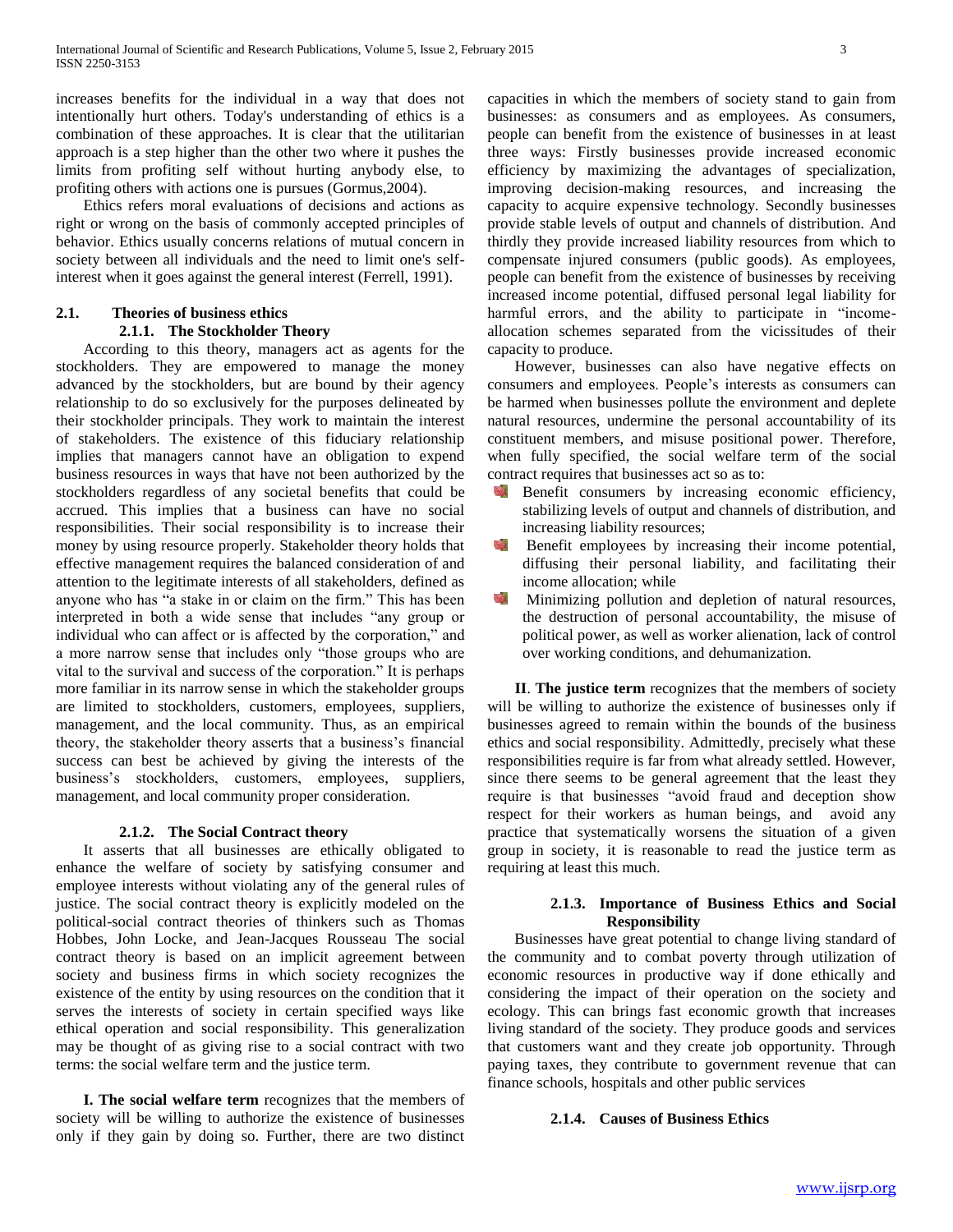increases benefits for the individual in a way that does not intentionally hurt others. Today's understanding of ethics is a combination of these approaches. It is clear that the utilitarian approach is a step higher than the other two where it pushes the limits from profiting self without hurting anybody else, to profiting others with actions one is pursues (Gormus,2004).

Ethics refers moral evaluations of decisions and actions as right or wrong on the basis of commonly accepted principles of behavior. Ethics usually concerns relations of mutual concern in society between all individuals and the need to limit one's self-interest when it goes against the general interest (Ferrell, 1991).

## 2.1. Theories of business ethics

### 2.1.1. The Stockholder Theory

According to this theory, managers act as agents for the stockholders. They are empowered to manage the money advanced by the stockholders, but are bound by their agency relationship to do so exclusively for the purposes delineated by their stockholder principals. They work to maintain the interest of stakeholders. The existence of this fiduciary relationship implies that managers cannot have an obligation to expend business resources in ways that have not been authorized by the stockholders regardless of any societal benefits that could be accrued. This implies that a business can have no social responsibilities. Their social responsibility is to increase their money by using resource properly. Stakeholder theory holds that effective management requires the balanced consideration of and attention to the legitimate interests of all stakeholders, defined as anyone who has "a stake in or claim on the firm." This has been interpreted in both a wide sense that includes "any group or individual who can affect or is affected by the corporation," and a more narrow sense that includes only "those groups who are vital to the survival and success of the corporation." It is perhaps more familiar in its narrow sense in which the stakeholder groups are limited to stockholders, customers, employees, suppliers, management, and the local community. Thus, as an empirical theory, the stakeholder theory asserts that a business's financial success can best be achieved by giving the interests of the business's stockholders, customers, employees, suppliers, management, and local community proper consideration.

### 2.1.2. The Social Contract theory

It asserts that all businesses are ethically obligated to enhance the welfare of society by satisfying consumer and employee interests without violating any of the general rules of justice. The social contract theory is explicitly modeled on the political-social contract theories of thinkers such as Thomas Hobbes, John Locke, and Jean-Jacques Rousseau The social contract theory is based on an implicit agreement between society and business firms in which society recognizes the existence of the entity by using resources on the condition that it serves the interests of society in certain specified ways like ethical operation and social responsibility. This generalization may be thought of as giving rise to a social contract with two terms: the social welfare term and the justice term.

**I. The social welfare term** recognizes that the members of society will be willing to authorize the existence of businesses only if they gain by doing so. Further, there are two distinct capacities in which the members of society stand to gain from businesses: as consumers and as employees. As consumers, people can benefit from the existence of businesses in at least three ways: Firstly businesses provide increased economic efficiency by maximizing the advantages of specialization, improving decision-making resources, and increasing the capacity to acquire expensive technology. Secondly businesses provide stable levels of output and channels of distribution. And thirdly they provide increased liability resources from which to compensate injured consumers (public goods). As employees, people can benefit from the existence of businesses by receiving increased income potential, diffused personal legal liability for harmful errors, and the ability to participate in "income-allocation schemes separated from the vicissitudes of their capacity to produce.

However, businesses can also have negative effects on consumers and employees. People's interests as consumers can be harmed when businesses pollute the environment and deplete natural resources, undermine the personal accountability of its constituent members, and misuse positional power. Therefore, when fully specified, the social welfare term of the social contract requires that businesses act so as to:

- Benefit consumers by increasing economic efficiency, stabilizing levels of output and channels of distribution, and increasing liability resources;
- Benefit employees by increasing their income potential, diffusing their personal liability, and facilitating their income allocation; while
- Minimizing pollution and depletion of natural resources, the destruction of personal accountability, the misuse of political power, as well as worker alienation, lack of control over working conditions, and dehumanization.

**II**. **The justice term** recognizes that the members of society will be willing to authorize the existence of businesses only if businesses agreed to remain within the bounds of the business ethics and social responsibility. Admittedly, precisely what these responsibilities require is far from what already settled. However, since there seems to be general agreement that the least they require is that businesses "avoid fraud and deception show respect for their workers as human beings, and avoid any practice that systematically worsens the situation of a given group in society, it is reasonable to read the justice term as requiring at least this much.

### 2.1.3. Importance of Business Ethics and Social Responsibility

Businesses have great potential to change living standard of the community and to combat poverty through utilization of economic resources in productive way if done ethically and considering the impact of their operation on the society and ecology. This can brings fast economic growth that increases living standard of the society. They produce goods and services that customers want and they create job opportunity. Through paying taxes, they contribute to government revenue that can finance schools, hospitals and other public services

### 2.1.4. Causes of Business Ethics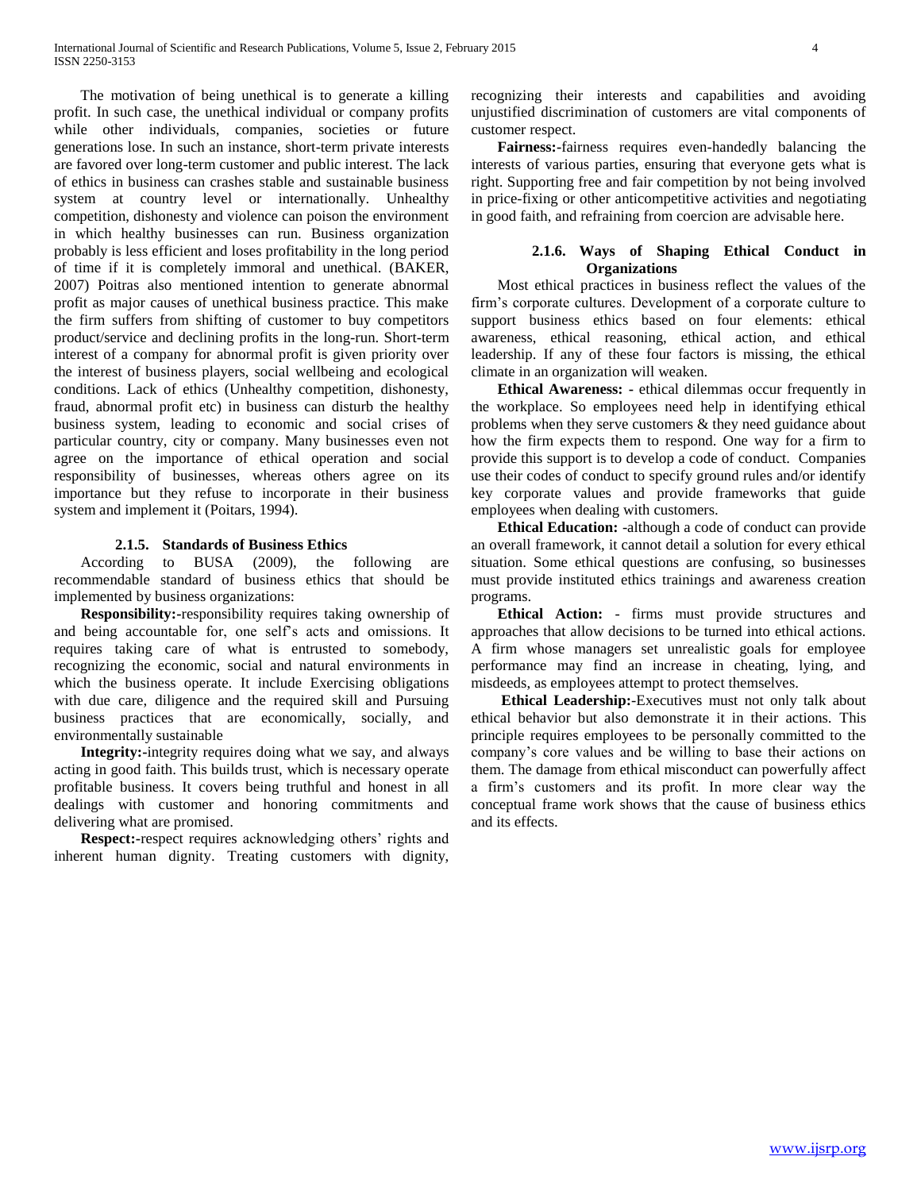The motivation of being unethical is to generate a killing profit. In such case, the unethical individual or company profits while other individuals, companies, societies or future generations lose. In such an instance, short-term private interests are favored over long-term customer and public interest. The lack of ethics in business can crashes stable and sustainable business system at country level or internationally. Unhealthy competition, dishonesty and violence can poison the environment in which healthy businesses can run. Business organization probably is less efficient and loses profitability in the long period of time if it is completely immoral and unethical. (BAKER, 2007) Poitras also mentioned intention to generate abnormal profit as major causes of unethical business practice. This make the firm suffers from shifting of customer to buy competitors product/service and declining profits in the long-run. Short-term interest of a company for abnormal profit is given priority over the interest of business players, social wellbeing and ecological conditions. Lack of ethics (Unhealthy competition, dishonesty, fraud, abnormal profit etc) in business can disturb the healthy business system, leading to economic and social crises of particular country, city or company. Many businesses even not agree on the importance of ethical operation and social responsibility of businesses, whereas others agree on its importance but they refuse to incorporate in their business system and implement it (Poitars, 1994).

### 2.1.5. Standards of Business Ethics

According to BUSA (2009), the following are recommendable standard of business ethics that should be implemented by business organizations:

**Responsibility:-**responsibility requires taking ownership of and being accountable for, one self's acts and omissions. It requires taking care of what is entrusted to somebody, recognizing the economic, social and natural environments in which the business operate. It include Exercising obligations with due care, diligence and the required skill and Pursuing business practices that are economically, socially, and environmentally sustainable

**Integrity:-**integrity requires doing what we say, and always acting in good faith. This builds trust, which is necessary operate profitable business. It covers being truthful and honest in all dealings with customer and honoring commitments and delivering what are promised.

**Respect:-**respect requires acknowledging others' rights and inherent human dignity. Treating customers with dignity, recognizing their interests and capabilities and avoiding unjustified discrimination of customers are vital components of customer respect.

**Fairness:-**fairness requires even-handedly balancing the interests of various parties, ensuring that everyone gets what is right. Supporting free and fair competition by not being involved in price-fixing or other anticompetitive activities and negotiating in good faith, and refraining from coercion are advisable here.

### 2.1.6. Ways of Shaping Ethical Conduct in Organizations

Most ethical practices in business reflect the values of the firm's corporate cultures. Development of a corporate culture to support business ethics based on four elements: ethical awareness, ethical reasoning, ethical action, and ethical leadership. If any of these four factors is missing, the ethical climate in an organization will weaken.

**Ethical Awareness:** - ethical dilemmas occur frequently in the workplace. So employees need help in identifying ethical problems when they serve customers & they need guidance about how the firm expects them to respond. One way for a firm to provide this support is to develop a code of conduct. Companies use their codes of conduct to specify ground rules and/or identify key corporate values and provide frameworks that guide employees when dealing with customers.

**Ethical Education:** -although a code of conduct can provide an overall framework, it cannot detail a solution for every ethical situation. Some ethical questions are confusing, so businesses must provide instituted ethics trainings and awareness creation programs.

**Ethical Action:** - firms must provide structures and approaches that allow decisions to be turned into ethical actions. A firm whose managers set unrealistic goals for employee performance may find an increase in cheating, lying, and misdeeds, as employees attempt to protect themselves.

**Ethical Leadership:**-Executives must not only talk about ethical behavior but also demonstrate it in their actions. This principle requires employees to be personally committed to the company's core values and be willing to base their actions on them. The damage from ethical misconduct can powerfully affect a firm's customers and its profit. In more clear way the conceptual frame work shows that the cause of business ethics and its effects.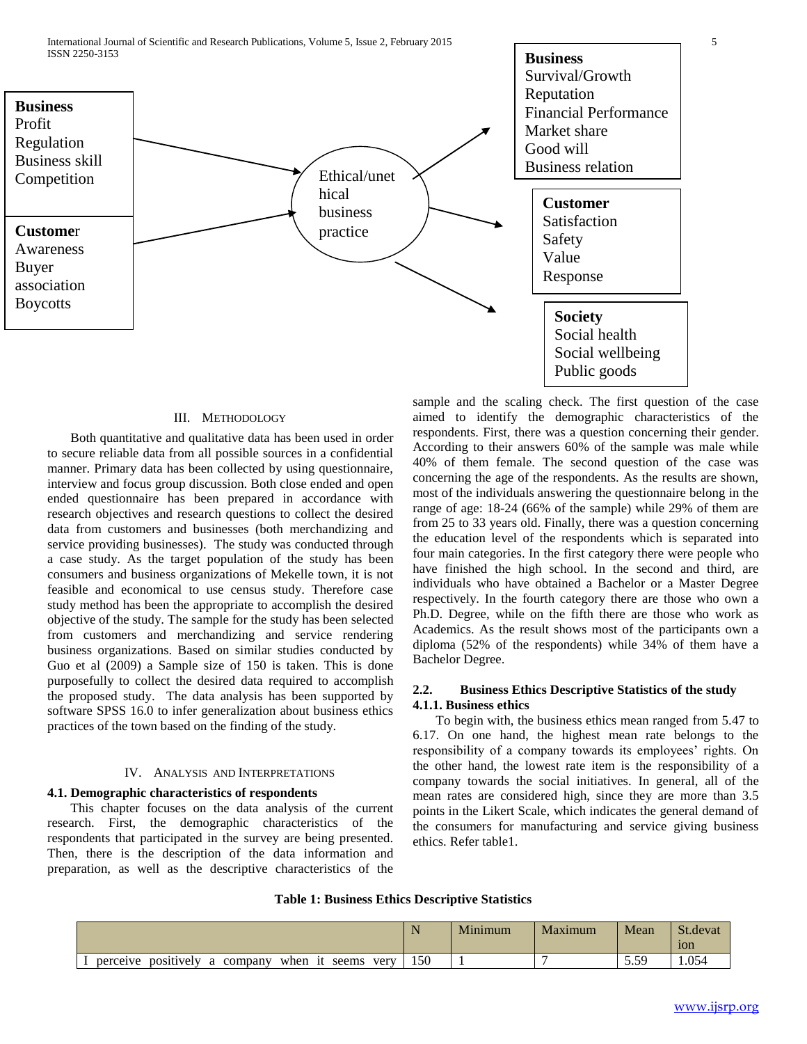**Business**
Profit
Regulation
Business skill
Competition

**Customer**
Awareness
Buyer association
Boycotts

Ethical/unethical business practice

**Business**
Survival/Growth
Reputation
Financial Performance
Market share
Good will
Business relation

**Customer**
Satisfaction
Safety
Value
Response

**Society**
Social health
Social wellbeing
Public goods

## III. Methodology

Both quantitative and qualitative data has been used in order to secure reliable data from all possible sources in a confidential manner. Primary data has been collected by using questionnaire, interview and focus group discussion. Both close ended and open ended questionnaire has been prepared in accordance with research objectives and research questions to collect the desired data from customers and businesses (both merchandizing and service providing businesses). The study was conducted through a case study. As the target population of the study has been consumers and business organizations of Mekelle town, it is not feasible and economical to use census study. Therefore case study method has been the appropriate to accomplish the desired objective of the study. The sample for the study has been selected from customers and merchandizing and service rendering business organizations. Based on similar studies conducted by Guo et al (2009) a Sample size of 150 is taken. This is done purposefully to collect the desired data required to accomplish the proposed study. The data analysis has been supported by software SPSS 16.0 to infer generalization about business ethics practices of the town based on the finding of the study.

## IV. Analysis and Interpretations

### 4.1. Demographic characteristics of respondents

This chapter focuses on the data analysis of the current research. First, the demographic characteristics of the respondents that participated in the survey are being presented. Then, there is the description of the data information and preparation, as well as the descriptive characteristics of the sample and the scaling check. The first question of the case aimed to identify the demographic characteristics of the respondents. First, there was a question concerning their gender. According to their answers 60% of the sample was male while 40% of them female. The second question of the case was concerning the age of the respondents. As the results are shown, most of the individuals answering the questionnaire belong in the range of age: 18-24 (66% of the sample) while 29% of them are from 25 to 33 years old. Finally, there was a question concerning the education level of the respondents which is separated into four main categories. In the first category there were people who have finished the high school. In the second and third, are individuals who have obtained a Bachelor or a Master Degree respectively. In the fourth category there are those who own a Ph.D. Degree, while on the fifth there are those who work as Academics. As the result shows most of the participants own a diploma (52% of the respondents) while 34% of them have a Bachelor Degree.

### 2.2. Business Ethics Descriptive Statistics of the study

#### 4.1.1. Business ethics

To begin with, the business ethics mean ranged from 5.47 to 6.17. On one hand, the highest mean rate belongs to the responsibility of a company towards its employees' rights. On the other hand, the lowest rate item is the responsibility of a company towards the social initiatives. In general, all of the mean rates are considered high, since they are more than 3.5 points in the Likert Scale, which indicates the general demand of the consumers for manufacturing and service giving business ethics. Refer table1.

**Table 1: Business Ethics Descriptive Statistics**

| | N | Minimum | Maximum | Mean | St.devation |
|---|---|---|---|---|---|
| I perceive positively a company when it seems very | 150 | 1 | 7 | 5.59 | 1.054 |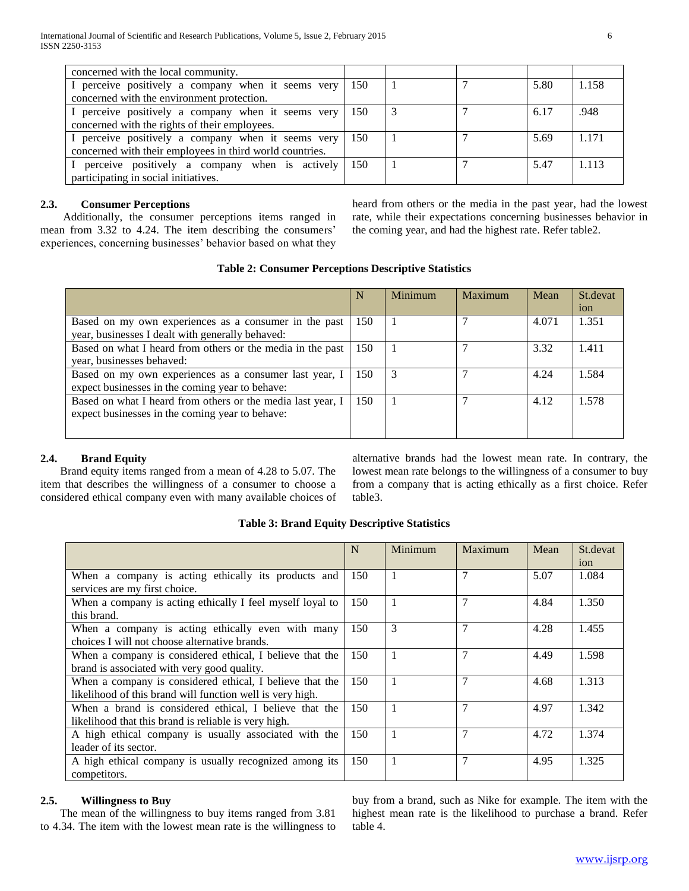| | | | | | |
|---|---|---|---|---|---|
| concerned with the local community. | | | | | |
| I perceive positively a company when it seems very concerned with the environment protection. | 150 | 1 | 7 | 5.80 | 1.158 |
| I perceive positively a company when it seems very concerned with the rights of their employees. | 150 | 3 | 7 | 6.17 | .948 |
| I perceive positively a company when it seems very concerned with their employees in third world countries. | 150 | 1 | 7 | 5.69 | 1.171 |
| I perceive positively a company when is actively participating in social initiatives. | 150 | 1 | 7 | 5.47 | 1.113 |

### 2.3. Consumer Perceptions

Additionally, the consumer perceptions items ranged in mean from 3.32 to 4.24. The item describing the consumers' experiences, concerning businesses' behavior based on what they heard from others or the media in the past year, had the lowest rate, while their expectations concerning businesses behavior in the coming year, and had the highest rate. Refer table2.

**Table 2: Consumer Perceptions Descriptive Statistics**

| | N | Minimum | Maximum | Mean | St.devation |
|---|---|---|---|---|---|
| Based on my own experiences as a consumer in the past year, businesses I dealt with generally behaved: | 150 | 1 | 7 | 4.071 | 1.351 |
| Based on what I heard from others or the media in the past year, businesses behaved: | 150 | 1 | 7 | 3.32 | 1.411 |
| Based on my own experiences as a consumer last year, I expect businesses in the coming year to behave: | 150 | 3 | 7 | 4.24 | 1.584 |
| Based on what I heard from others or the media last year, I expect businesses in the coming year to behave: | 150 | 1 | 7 | 4.12 | 1.578 |

### 2.4. Brand Equity

Brand equity items ranged from a mean of 4.28 to 5.07. The item that describes the willingness of a consumer to choose a considered ethical company even with many available choices of alternative brands had the lowest mean rate. In contrary, the lowest mean rate belongs to the willingness of a consumer to buy from a company that is acting ethically as a first choice. Refer table3.

**Table 3: Brand Equity Descriptive Statistics**

| | N | Minimum | Maximum | Mean | St.devation |
|---|---|---|---|---|---|
| When a company is acting ethically its products and services are my first choice. | 150 | 1 | 7 | 5.07 | 1.084 |
| When a company is acting ethically I feel myself loyal to this brand. | 150 | 1 | 7 | 4.84 | 1.350 |
| When a company is acting ethically even with many choices I will not choose alternative brands. | 150 | 3 | 7 | 4.28 | 1.455 |
| When a company is considered ethical, I believe that the brand is associated with very good quality. | 150 | 1 | 7 | 4.49 | 1.598 |
| When a company is considered ethical, I believe that the likelihood of this brand will function well is very high. | 150 | 1 | 7 | 4.68 | 1.313 |
| When a brand is considered ethical, I believe that the likelihood that this brand is reliable is very high. | 150 | 1 | 7 | 4.97 | 1.342 |
| A high ethical company is usually associated with the leader of its sector. | 150 | 1 | 7 | 4.72 | 1.374 |
| A high ethical company is usually recognized among its competitors. | 150 | 1 | 7 | 4.95 | 1.325 |

### 2.5. Willingness to Buy

The mean of the willingness to buy items ranged from 3.81 to 4.34. The item with the lowest mean rate is the willingness to buy from a brand, such as Nike for example. The item with the highest mean rate is the likelihood to purchase a brand. Refer table 4.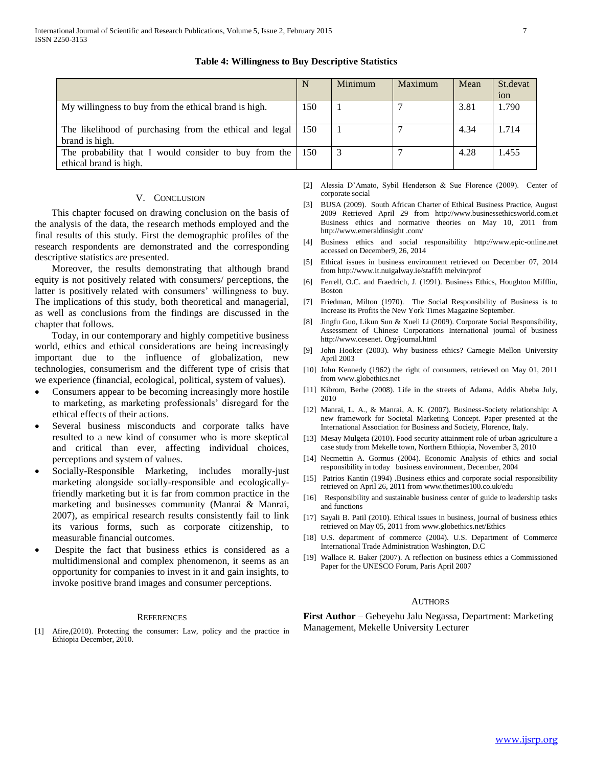**Table 4: Willingness to Buy Descriptive Statistics**

| | N | Minimum | Maximum | Mean | St.devation |
|---|---|---|---|---|---|
| My willingness to buy from the ethical brand is high. | 150 | 1 | 7 | 3.81 | 1.790 |
| The likelihood of purchasing from the ethical and legal brand is high. | 150 | 1 | 7 | 4.34 | 1.714 |
| The probability that I would consider to buy from the ethical brand is high. | 150 | 3 | 7 | 4.28 | 1.455 |

## V. Conclusion

This chapter focused on drawing conclusion on the basis of the analysis of the data, the research methods employed and the final results of this study. First the demographic profiles of the research respondents are demonstrated and the corresponding descriptive statistics are presented.

Moreover, the results demonstrating that although brand equity is not positively related with consumers/ perceptions, the latter is positively related with consumers' willingness to buy. The implications of this study, both theoretical and managerial, as well as conclusions from the findings are discussed in the chapter that follows.

Today, in our contemporary and highly competitive business world, ethics and ethical considerations are being increasingly important due to the influence of globalization, new technologies, consumerism and the different type of crisis that we experience (financial, ecological, political, system of values).

- Consumers appear to be becoming increasingly more hostile to marketing, as marketing professionals' disregard for the ethical effects of their actions.
- Several business misconducts and corporate talks have resulted to a new kind of consumer who is more skeptical and critical than ever, affecting individual choices, perceptions and system of values.
- Socially-Responsible Marketing, includes morally-just marketing alongside socially-responsible and ecologically-friendly marketing but it is far from common practice in the marketing and businesses community (Manrai & Manrai, 2007), as empirical research results consistently fail to link its various forms, such as corporate citizenship, to measurable financial outcomes.
- Despite the fact that business ethics is considered as a multidimensional and complex phenomenon, it seems as an opportunity for companies to invest in it and gain insights, to invoke positive brand images and consumer perceptions.

## References

[1] Afire,(2010). Protecting the consumer: Law, policy and the practice in Ethiopia December, 2010.

[2] Alessia D'Amato, Sybil Henderson & Sue Florence (2009). Center of corporate social

[3] BUSA (2009). South African Charter of Ethical Business Practice, August 2009 Retrieved April 29 from http://www.businessethicsworld.com.et Business ethics and normative theories on May 10, 2011 from http://www.emeraldinsight .com/

[4] Business ethics and social responsibility http://www.epic-online.net accessed on December9, 26, 2014

[5] Ethical issues in business environment retrieved on December 07, 2014 from http://www.it.nuigalway.ie/staff/h melvin/prof

[6] Ferrell, O.C. and Fraedrich, J. (1991). Business Ethics, Houghton Mifflin, Boston

[7] Friedman, Milton (1970). The Social Responsibility of Business is to Increase its Profits the New York Times Magazine September.

[8] Jingfu Guo, Likun Sun & Xueli Li (2009). Corporate Social Responsibility, Assessment of Chinese Corporations International journal of business http://www.cesenet. Org/journal.html

[9] John Hooker (2003). Why business ethics? Carnegie Mellon University April 2003

[10] John Kennedy (1962) the right of consumers, retrieved on May 01, 2011 from www.globethics.net

[11] Kibrom, Berhe (2008). Life in the streets of Adama, Addis Abeba July, 2010

[12] Manrai, L. A., & Manrai, A. K. (2007). Business-Society relationship: A new framework for Societal Marketing Concept. Paper presented at the International Association for Business and Society, Florence, Italy.

[13] Mesay Mulgeta (2010). Food security attainment role of urban agriculture a case study from Mekelle town, Northern Ethiopia, November 3, 2010

[14] Necmettin A. Gormus (2004). Economic Analysis of ethics and social responsibility in today business environment, December, 2004

[15] Patrios Kantin (1994) .Business ethics and corporate social responsibility retrieved on April 26, 2011 from www.thetimes100.co.uk/edu

[16] Responsibility and sustainable business center of guide to leadership tasks and functions

[17] Sayali B. Patil (2010). Ethical issues in business, journal of business ethics retrieved on May 05, 2011 from www.globethics.net/Ethics

[18] U.S. department of commerce (2004). U.S. Department of Commerce International Trade Administration Washington, D.C

[19] Wallace R. Baker (2007). A reflection on business ethics a Commissioned Paper for the UNESCO Forum, Paris April 2007

## Authors

**First Author** – Gebeyehu Jalu Negassa, Department: Marketing Management, Mekelle University Lecturer